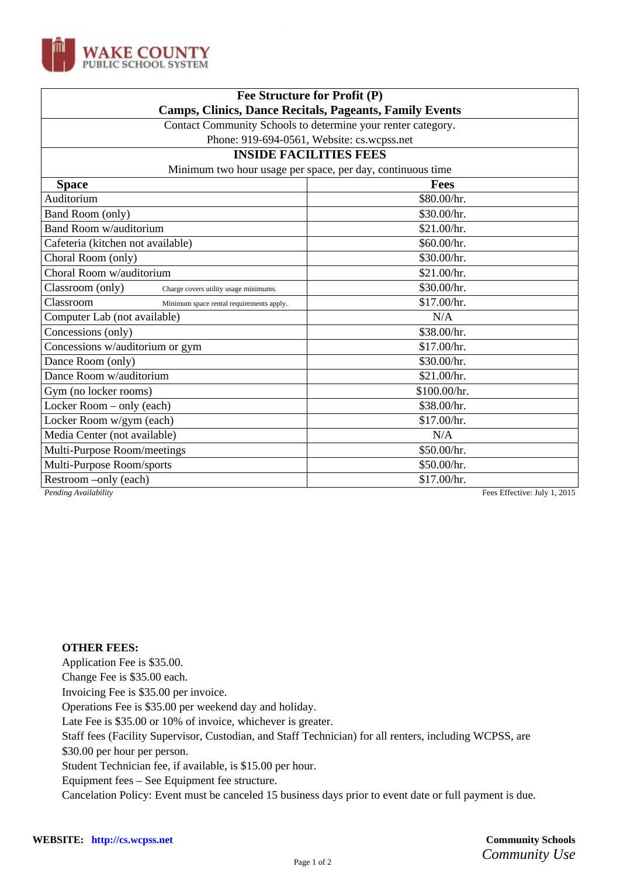WAKE COUNTY
PUBLIC SCHOOL SYSTEM

## Fee Structure for Profit (P)
## Camps, Clinics, Dance Recitals, Pageants, Family Events

Contact Community Schools to determine your renter category.
Phone: 919-694-0561, Website: cs.wcpss.net

### INSIDE FACILITIES FEES

Minimum two hour usage per space, per day, continuous time

| Space | Fees |
|---|---|
| Auditorium | $80.00/hr. |
| Band Room (only) | $30.00/hr. |
| Band Room w/auditorium | $21.00/hr. |
| Cafeteria (kitchen not available) | $60.00/hr. |
| Choral Room (only) | $30.00/hr. |
| Choral Room w/auditorium | $21.00/hr. |
| Classroom (only) Charge covers utility usage minimums. | $30.00/hr. |
| Classroom Minimum space rental requirements apply. | $17.00/hr. |
| Computer Lab (not available) | N/A |
| Concessions (only) | $38.00/hr. |
| Concessions w/auditorium or gym | $17.00/hr. |
| Dance Room (only) | $30.00/hr. |
| Dance Room w/auditorium | $21.00/hr. |
| Gym (no locker rooms) | $100.00/hr. |
| Locker Room – only (each) | $38.00/hr. |
| Locker Room w/gym (each) | $17.00/hr. |
| Media Center (not available) | N/A |
| Multi-Purpose Room/meetings | $50.00/hr. |
| Multi-Purpose Room/sports | $50.00/hr. |
| Restroom –only (each) | $17.00/hr. |

*Pending Availability* Fees Effective: July 1, 2015

**OTHER FEES:**
Application Fee is $35.00.
Change Fee is $35.00 each.
Invoicing Fee is $35.00 per invoice.
Operations Fee is $35.00 per weekend day and holiday.
Late Fee is $35.00 or 10% of invoice, whichever is greater.
Staff fees (Facility Supervisor, Custodian, and Staff Technician) for all renters, including WCPSS, are $30.00 per hour per person.
Student Technician fee, if available, is $15.00 per hour.
Equipment fees – See Equipment fee structure.
Cancelation Policy: Event must be canceled 15 business days prior to event date or full payment is due.

**WEBSITE:** http://cs.wcpss.net

**Community Schools**
*Community Use*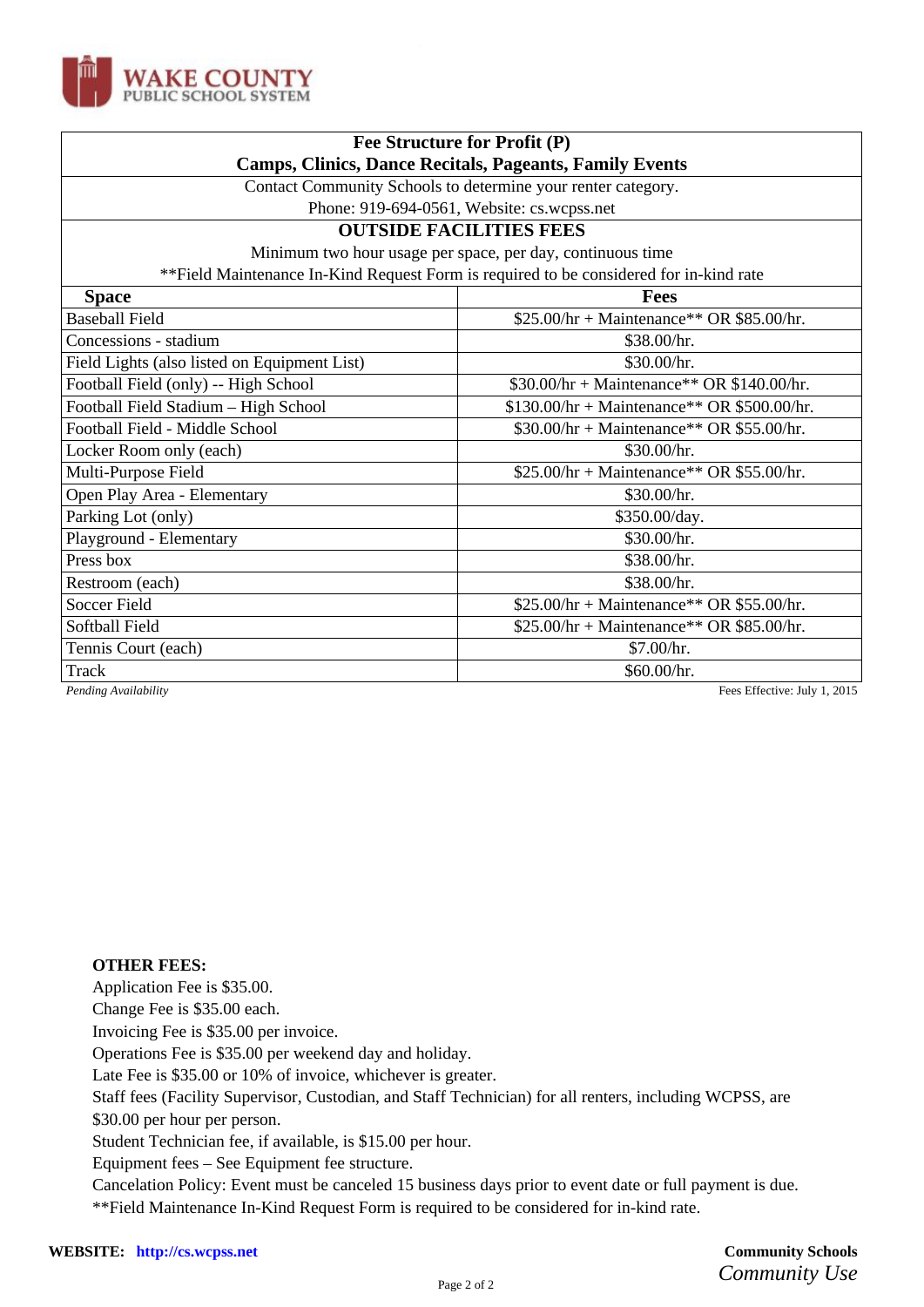**WAKE COUNTY**
PUBLIC SCHOOL SYSTEM

| Fee Structure for Profit (P)<br>Camps, Clinics, Dance Recitals, Pageants, Family Events | |
|---|---|
| Contact Community Schools to determine your renter category.<br>Phone: 919-694-0561, Website: cs.wcpss.net | |
| **OUTSIDE FACILITIES FEES**<br>Minimum two hour usage per space, per day, continuous time<br>**Field Maintenance In-Kind Request Form is required to be considered for in-kind rate | |
| **Space** | **Fees** |
| Baseball Field | $25.00/hr + Maintenance** OR $85.00/hr. |
| Concessions - stadium | $38.00/hr. |
| Field Lights (also listed on Equipment List) | $30.00/hr. |
| Football Field (only) -- High School | $30.00/hr + Maintenance** OR $140.00/hr. |
| Football Field Stadium – High School | $130.00/hr + Maintenance** OR $500.00/hr. |
| Football Field - Middle School | $30.00/hr + Maintenance** OR $55.00/hr. |
| Locker Room only (each) | $30.00/hr. |
| Multi-Purpose Field | $25.00/hr + Maintenance** OR $55.00/hr. |
| Open Play Area - Elementary | $30.00/hr. |
| Parking Lot (only) | $350.00/day. |
| Playground - Elementary | $30.00/hr. |
| Press box | $38.00/hr. |
| Restroom (each) | $38.00/hr. |
| Soccer Field | $25.00/hr + Maintenance** OR $55.00/hr. |
| Softball Field | $25.00/hr + Maintenance** OR $85.00/hr. |
| Tennis Court (each) | $7.00/hr. |
| Track | $60.00/hr. |

*Pending Availability*

Fees Effective: July 1, 2015

**OTHER FEES:**

Application Fee is $35.00.
Change Fee is $35.00 each.
Invoicing Fee is $35.00 per invoice.
Operations Fee is $35.00 per weekend day and holiday.
Late Fee is $35.00 or 10% of invoice, whichever is greater.
Staff fees (Facility Supervisor, Custodian, and Staff Technician) for all renters, including WCPSS, are $30.00 per hour per person.
Student Technician fee, if available, is $15.00 per hour.
Equipment fees – See Equipment fee structure.
Cancelation Policy: Event must be canceled 15 business days prior to event date or full payment is due.
**Field Maintenance In-Kind Request Form is required to be considered for in-kind rate.

**WEBSITE:** http://cs.wcpss.net

**Community Schools**
*Community Use*